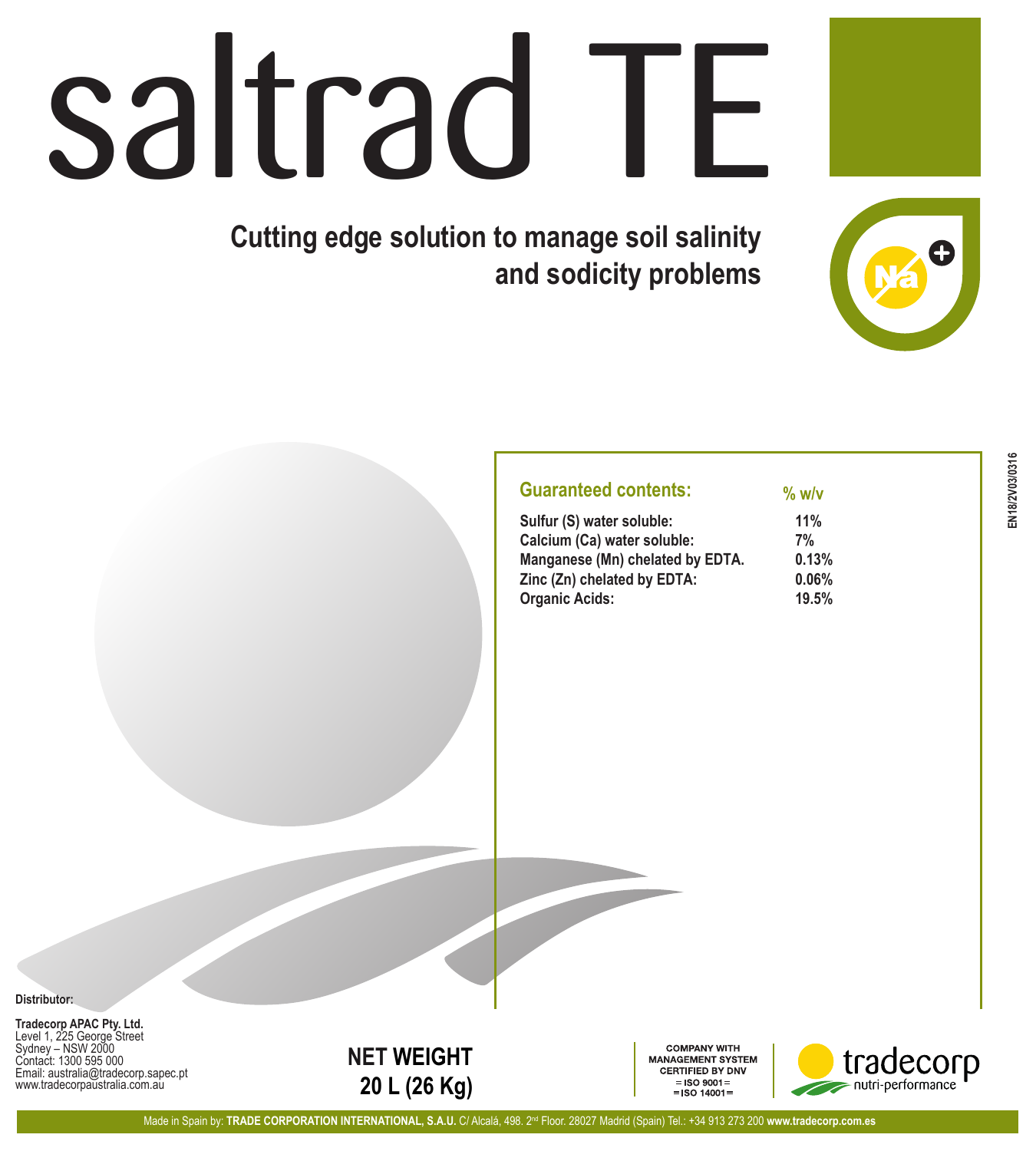# saltrad TE

## Cutting edge solution to manage soil salinity and sodicity problems

EN18/2V03/0316

| Guaranteed contents: | % w/v |
| --- | --- |
| **Sulfur (S) water soluble:** | **11%** |
| **Calcium (Ca) water soluble:** | **7%** |
| **Manganese (Mn) chelated by EDTA.** | **0.13%** |
| **Zinc (Zn) chelated by EDTA:** | **0.06%** |
| **Organic Acids:** | **19.5%** |

**Distributor:**

**Tradecorp APAC Pty. Ltd.**
Level 1, 225 George Street
Sydney – NSW 2000
Contact: 1300 595 000
Email: australia@tradecorp.sapec.pt
www.tradecorpaustralia.com.au

**NET WEIGHT**
**20 L (26 Kg)**

COMPANY WITH MANAGEMENT SYSTEM CERTIFIED BY DNV
= ISO 9001 =
= ISO 14001 =

tradecorp
nutri-performance

Made in Spain by: **TRADE CORPORATION INTERNATIONAL, S.A.U.** C/ Alcalá, 498. 2nd Floor. 28027 Madrid (Spain) Tel.: +34 913 273 200 **www.tradecorp.com.es**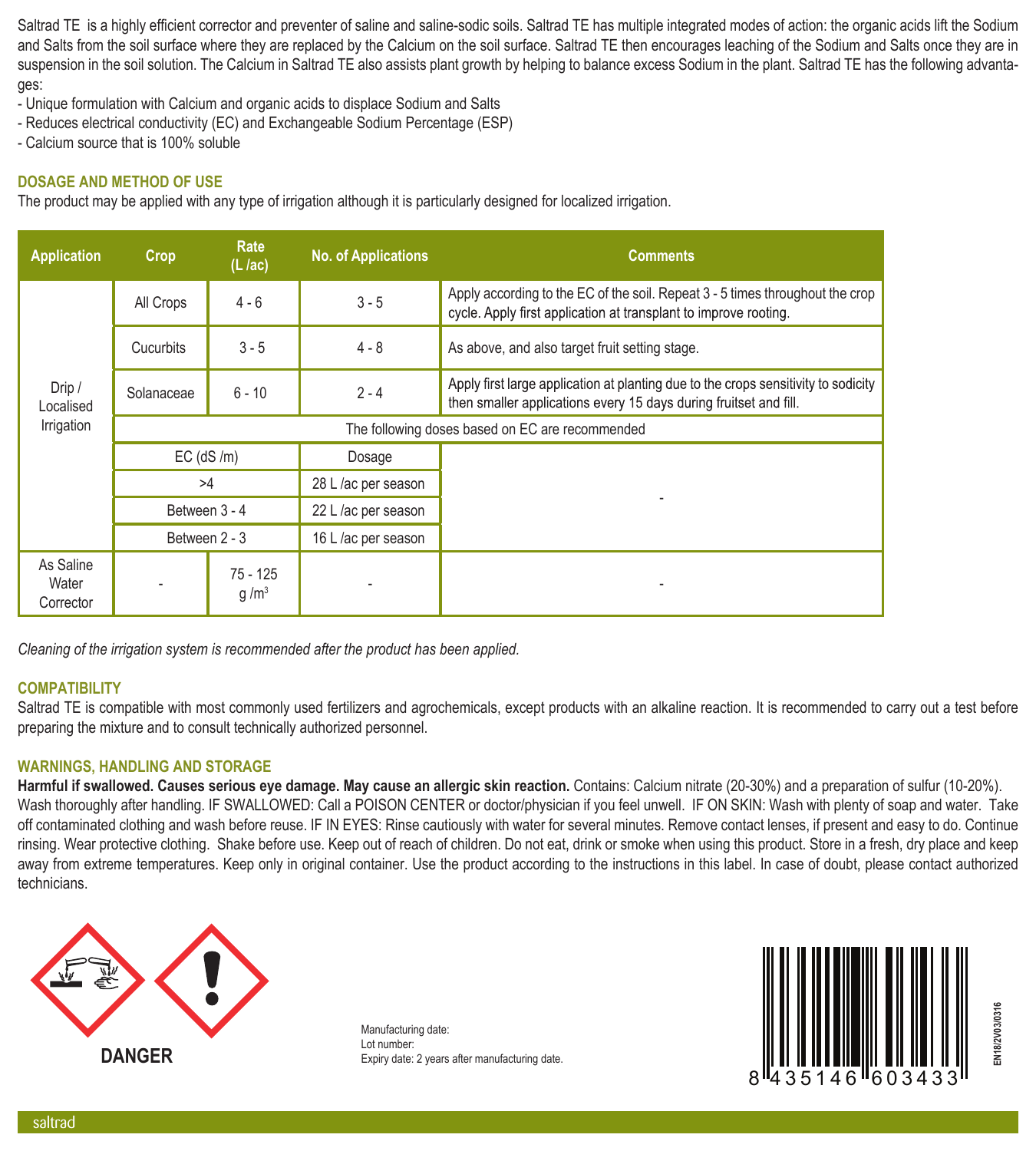Saltrad TE is a highly efficient corrector and preventer of saline and saline-sodic soils. Saltrad TE has multiple integrated modes of action: the organic acids lift the Sodium and Salts from the soil surface where they are replaced by the Calcium on the soil surface. Saltrad TE then encourages leaching of the Sodium and Salts once they are in suspension in the soil solution. The Calcium in Saltrad TE also assists plant growth by helping to balance excess Sodium in the plant. Saltrad TE has the following advantages:

- Unique formulation with Calcium and organic acids to displace Sodium and Salts
- Reduces electrical conductivity (EC) and Exchangeable Sodium Percentage (ESP)
- Calcium source that is 100% soluble

## DOSAGE AND METHOD OF USE

The product may be applied with any type of irrigation although it is particularly designed for localized irrigation.

| Application | Crop | Rate (L /ac) | No. of Applications | Comments |
|---|---|---|---|---|
| Drip / Localised Irrigation | All Crops | 4 - 6 | 3 - 5 | Apply according to the EC of the soil. Repeat 3 - 5 times throughout the crop cycle. Apply first application at transplant to improve rooting. |
| | Cucurbits | 3 - 5 | 4 - 8 | As above, and also target fruit setting stage. |
| | Solanaceae | 6 - 10 | 2 - 4 | Apply first large application at planting due to the crops sensitivity to sodicity then smaller applications every 15 days during fruitset and fill. |
| | The following doses based on EC are recommended | | | |
| | EC (dS /m) | | Dosage | - |
| | >4 | | 28 L /ac per season | |
| | Between 3 - 4 | | 22 L /ac per season | |
| | Between 2 - 3 | | 16 L /ac per season | |
| As Saline Water Corrector | - | 75 - 125 g /m$^3$ | - | - |

*Cleaning of the irrigation system is recommended after the product has been applied.*

## COMPATIBILITY

Saltrad TE is compatible with most commonly used fertilizers and agrochemicals, except products with an alkaline reaction. It is recommended to carry out a test before preparing the mixture and to consult technically authorized personnel.

## WARNINGS, HANDLING AND STORAGE

**Harmful if swallowed. Causes serious eye damage. May cause an allergic skin reaction.** Contains: Calcium nitrate (20-30%) and a preparation of sulfur (10-20%). Wash thoroughly after handling. IF SWALLOWED: Call a POISON CENTER or doctor/physician if you feel unwell. IF ON SKIN: Wash with plenty of soap and water. Take off contaminated clothing and wash before reuse. IF IN EYES: Rinse cautiously with water for several minutes. Remove contact lenses, if present and easy to do. Continue rinsing. Wear protective clothing. Shake before use. Keep out of reach of children. Do not eat, drink or smoke when using this product. Store in a fresh, dry place and keep away from extreme temperatures. Keep only in original container. Use the product according to the instructions in this label. In case of doubt, please contact authorized technicians.

**DANGER**

Manufacturing date:
Lot number:
Expiry date: 2 years after manufacturing date.

8 435146 603433

EN18/2V03/0316

saltrad